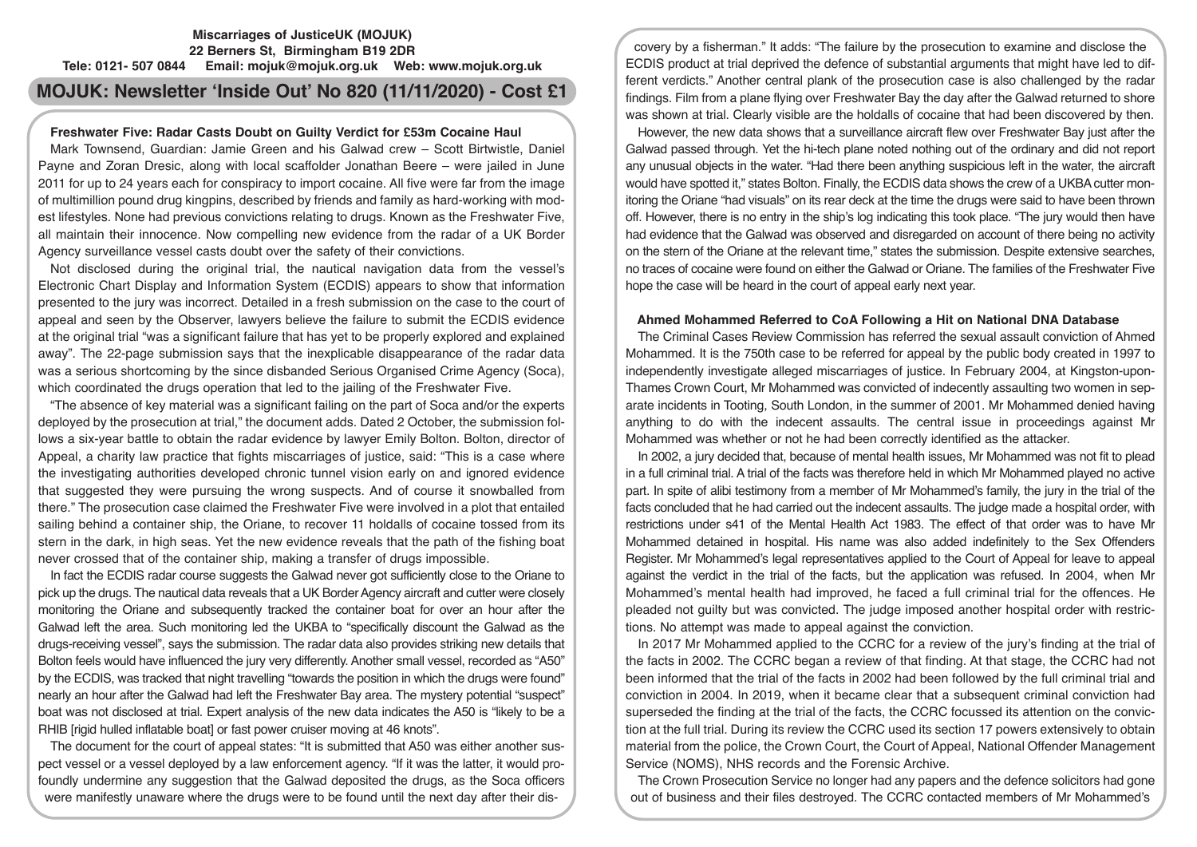**Miscarriages of JusticeUK (MOJUK)**
**22 Berners St, Birmingham B19 2DR**
**Tele: 0121- 507 0844 Email: mojuk@mojuk.org.uk Web: www.mojuk.org.uk**

# MOJUK: Newsletter 'Inside Out' No 820 (11/11/2020) - Cost £1

## Freshwater Five: Radar Casts Doubt on Guilty Verdict for £53m Cocaine Haul

Mark Townsend, Guardian: Jamie Green and his Galwad crew – Scott Birtwistle, Daniel Payne and Zoran Dresic, along with local scaffolder Jonathan Beere – were jailed in June 2011 for up to 24 years each for conspiracy to import cocaine. All five were far from the image of multimillion pound drug kingpins, described by friends and family as hard-working with modest lifestyles. None had previous convictions relating to drugs. Known as the Freshwater Five, all maintain their innocence. Now compelling new evidence from the radar of a UK Border Agency surveillance vessel casts doubt over the safety of their convictions.

Not disclosed during the original trial, the nautical navigation data from the vessel's Electronic Chart Display and Information System (ECDIS) appears to show that information presented to the jury was incorrect. Detailed in a fresh submission on the case to the court of appeal and seen by the Observer, lawyers believe the failure to submit the ECDIS evidence at the original trial "was a significant failure that has yet to be properly explored and explained away". The 22-page submission says that the inexplicable disappearance of the radar data was a serious shortcoming by the since disbanded Serious Organised Crime Agency (Soca), which coordinated the drugs operation that led to the jailing of the Freshwater Five.

"The absence of key material was a significant failing on the part of Soca and/or the experts deployed by the prosecution at trial," the document adds. Dated 2 October, the submission follows a six-year battle to obtain the radar evidence by lawyer Emily Bolton. Bolton, director of Appeal, a charity law practice that fights miscarriages of justice, said: "This is a case where the investigating authorities developed chronic tunnel vision early on and ignored evidence that suggested they were pursuing the wrong suspects. And of course it snowballed from there." The prosecution case claimed the Freshwater Five were involved in a plot that entailed sailing behind a container ship, the Oriane, to recover 11 holdalls of cocaine tossed from its stern in the dark, in high seas. Yet the new evidence reveals that the path of the fishing boat never crossed that of the container ship, making a transfer of drugs impossible.

In fact the ECDIS radar course suggests the Galwad never got sufficiently close to the Oriane to pick up the drugs. The nautical data reveals that a UK Border Agency aircraft and cutter were closely monitoring the Oriane and subsequently tracked the container boat for over an hour after the Galwad left the area. Such monitoring led the UKBA to "specifically discount the Galwad as the drugs-receiving vessel", says the submission. The radar data also provides striking new details that Bolton feels would have influenced the jury very differently. Another small vessel, recorded as "A50" by the ECDIS, was tracked that night travelling "towards the position in which the drugs were found" nearly an hour after the Galwad had left the Freshwater Bay area. The mystery potential "suspect" boat was not disclosed at trial. Expert analysis of the new data indicates the A50 is "likely to be a RHIB [rigid hulled inflatable boat] or fast power cruiser moving at 46 knots".

The document for the court of appeal states: "It is submitted that A50 was either another suspect vessel or a vessel deployed by a law enforcement agency. "If it was the latter, it would profoundly undermine any suggestion that the Galwad deposited the drugs, as the Soca officers were manifestly unaware where the drugs were to be found until the next day after their discovery by a fisherman." It adds: "The failure by the prosecution to examine and disclose the ECDIS product at trial deprived the defence of substantial arguments that might have led to different verdicts." Another central plank of the prosecution case is also challenged by the radar findings. Film from a plane flying over Freshwater Bay the day after the Galwad returned to shore was shown at trial. Clearly visible are the holdalls of cocaine that had been discovered by then.

However, the new data shows that a surveillance aircraft flew over Freshwater Bay just after the Galwad passed through. Yet the hi-tech plane noted nothing out of the ordinary and did not report any unusual objects in the water. "Had there been anything suspicious left in the water, the aircraft would have spotted it," states Bolton. Finally, the ECDIS data shows the crew of a UKBA cutter monitoring the Oriane "had visuals" on its rear deck at the time the drugs were said to have been thrown off. However, there is no entry in the ship's log indicating this took place. "The jury would then have had evidence that the Galwad was observed and disregarded on account of there being no activity on the stern of the Oriane at the relevant time," states the submission. Despite extensive searches, no traces of cocaine were found on either the Galwad or Oriane. The families of the Freshwater Five hope the case will be heard in the court of appeal early next year.

## Ahmed Mohammed Referred to CoA Following a Hit on National DNA Database

The Criminal Cases Review Commission has referred the sexual assault conviction of Ahmed Mohammed. It is the 750th case to be referred for appeal by the public body created in 1997 to independently investigate alleged miscarriages of justice. In February 2004, at Kingston-upon-Thames Crown Court, Mr Mohammed was convicted of indecently assaulting two women in separate incidents in Tooting, South London, in the summer of 2001. Mr Mohammed denied having anything to do with the indecent assaults. The central issue in proceedings against Mr Mohammed was whether or not he had been correctly identified as the attacker.

In 2002, a jury decided that, because of mental health issues, Mr Mohammed was not fit to plead in a full criminal trial. A trial of the facts was therefore held in which Mr Mohammed played no active part. In spite of alibi testimony from a member of Mr Mohammed's family, the jury in the trial of the facts concluded that he had carried out the indecent assaults. The judge made a hospital order, with restrictions under s41 of the Mental Health Act 1983. The effect of that order was to have Mr Mohammed detained in hospital. His name was also added indefinitely to the Sex Offenders Register. Mr Mohammed's legal representatives applied to the Court of Appeal for leave to appeal against the verdict in the trial of the facts, but the application was refused. In 2004, when Mr Mohammed's mental health had improved, he faced a full criminal trial for the offences. He pleaded not guilty but was convicted. The judge imposed another hospital order with restrictions. No attempt was made to appeal against the conviction.

In 2017 Mr Mohammed applied to the CCRC for a review of the jury's finding at the trial of the facts in 2002. The CCRC began a review of that finding. At that stage, the CCRC had not been informed that the trial of the facts in 2002 had been followed by the full criminal trial and conviction in 2004. In 2019, when it became clear that a subsequent criminal conviction had superseded the finding at the trial of the facts, the CCRC focussed its attention on the conviction at the full trial. During its review the CCRC used its section 17 powers extensively to obtain material from the police, the Crown Court, the Court of Appeal, National Offender Management Service (NOMS), NHS records and the Forensic Archive.

The Crown Prosecution Service no longer had any papers and the defence solicitors had gone out of business and their files destroyed. The CCRC contacted members of Mr Mohammed's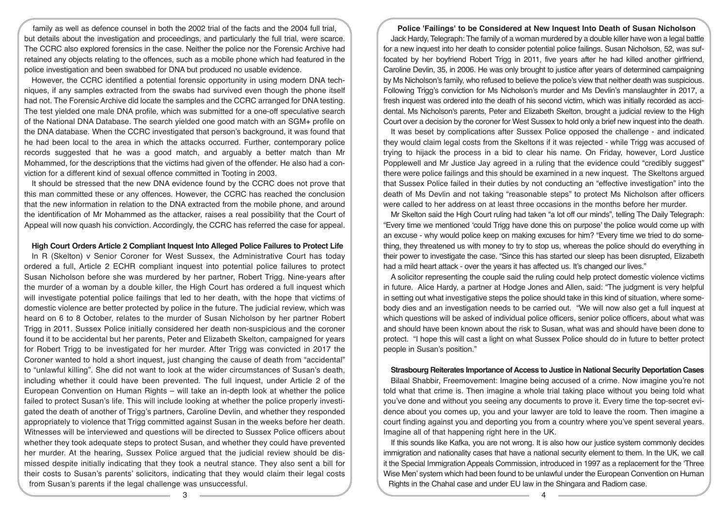family as well as defence counsel in both the 2002 trial of the facts and the 2004 full trial, but details about the investigation and proceedings, and particularly the full trial, were scarce. The CCRC also explored forensics in the case. Neither the police nor the Forensic Archive had retained any objects relating to the offences, such as a mobile phone which had featured in the police investigation and been swabbed for DNA but produced no usable evidence.

However, the CCRC identified a potential forensic opportunity in using modern DNA techniques, if any samples extracted from the swabs had survived even though the phone itself had not. The Forensic Archive did locate the samples and the CCRC arranged for DNA testing. The test yielded one male DNA profile, which was submitted for a one-off speculative search of the National DNA Database. The search yielded one good match with an SGM+ profile on the DNA database. When the CCRC investigated that person's background, it was found that he had been local to the area in which the attacks occurred. Further, contemporary police records suggested that he was a good match, and arguably a better match than Mr Mohammed, for the descriptions that the victims had given of the offender. He also had a conviction for a different kind of sexual offence committed in Tooting in 2003.

It should be stressed that the new DNA evidence found by the CCRC does not prove that this man committed these or any offences. However, the CCRC has reached the conclusion that the new information in relation to the DNA extracted from the mobile phone, and around the identification of Mr Mohammed as the attacker, raises a real possibility that the Court of Appeal will now quash his conviction. Accordingly, the CCRC has referred the case for appeal.

## High Court Orders Article 2 Compliant Inquest Into Alleged Police Failures to Protect Life

In R (Skelton) v Senior Coroner for West Sussex, the Administrative Court has today ordered a full, Article 2 ECHR compliant inquest into potential police failures to protect Susan Nicholson before she was murdered by her partner, Robert Trigg. Nine-years after the murder of a woman by a double killer, the High Court has ordered a full inquest which will investigate potential police failings that led to her death, with the hope that victims of domestic violence are better protected by police in the future. The judicial review, which was heard on 6 to 8 October, relates to the murder of Susan Nicholson by her partner Robert Trigg in 2011. Sussex Police initially considered her death non-suspicious and the coroner found it to be accidental but her parents, Peter and Elizabeth Skelton, campaigned for years for Robert Trigg to be investigated for her murder. After Trigg was convicted in 2017 the Coroner wanted to hold a short inquest, just changing the cause of death from "accidental" to "unlawful killing". She did not want to look at the wider circumstances of Susan's death, including whether it could have been prevented. The full inquest, under Article 2 of the European Convention on Human Rights – will take an in-depth look at whether the police failed to protect Susan's life. This will include looking at whether the police properly investigated the death of another of Trigg's partners, Caroline Devlin, and whether they responded appropriately to violence that Trigg committed against Susan in the weeks before her death. Witnesses will be interviewed and questions will be directed to Sussex Police officers about whether they took adequate steps to protect Susan, and whether they could have prevented her murder. At the hearing, Sussex Police argued that the judicial review should be dismissed despite initially indicating that they took a neutral stance. They also sent a bill for their costs to Susan's parents' solicitors, indicating that they would claim their legal costs from Susan's parents if the legal challenge was unsuccessful.

## Police 'Failings' to be Considered at New Inquest Into Death of Susan Nicholson

Jack Hardy, Telegraph: The family of a woman murdered by a double killer have won a legal battle for a new inquest into her death to consider potential police failings. Susan Nicholson, 52, was suffocated by her boyfriend Robert Trigg in 2011, five years after he had killed another girlfriend, Caroline Devlin, 35, in 2006. He was only brought to justice after years of determined campaigning by Ms Nicholson's family, who refused to believe the police's view that neither death was suspicious. Following Trigg's conviction for Ms Nicholson's murder and Ms Devlin's manslaughter in 2017, a fresh inquest was ordered into the death of his second victim, which was initially recorded as accidental. Ms Nicholson's parents, Peter and Elizabeth Skelton, brought a judicial review to the High Court over a decision by the coroner for West Sussex to hold only a brief new inquest into the death.

It was beset by complications after Sussex Police opposed the challenge - and indicated they would claim legal costs from the Skeltons if it was rejected - while Trigg was accused of trying to hijack the process in a bid to clear his name. On Friday, however, Lord Justice Popplewell and Mr Justice Jay agreed in a ruling that the evidence could "credibly suggest" there were police failings and this should be examined in a new inquest. The Skeltons argued that Sussex Police failed in their duties by not conducting an "effective investigation" into the death of Ms Devlin and not taking "reasonable steps" to protect Ms Nicholson after officers were called to her address on at least three occasions in the months before her murder.

Mr Skelton said the High Court ruling had taken "a lot off our minds", telling The Daily Telegraph: "Every time we mentioned 'could Trigg have done this on purpose' the police would come up with an excuse - why would police keep on making excuses for him? "Every time we tried to do something, they threatened us with money to try to stop us, whereas the police should do everything in their power to investigate the case. "Since this has started our sleep has been disrupted, Elizabeth had a mild heart attack - over the years it has affected us. It's changed our lives."

A solicitor representing the couple said the ruling could help protect domestic violence victims in future. Alice Hardy, a partner at Hodge Jones and Allen, said: "The judgment is very helpful in setting out what investigative steps the police should take in this kind of situation, where somebody dies and an investigation needs to be carried out. "We will now also get a full inquest at which questions will be asked of individual police officers, senior police officers, about what was and should have been known about the risk to Susan, what was and should have been done to protect. "I hope this will cast a light on what Sussex Police should do in future to better protect people in Susan's position."

## Strasbourg Reiterates Importance of Access to Justice in National Security Deportation Cases

Bilaal Shabbir, Freemovement: Imagine being accused of a crime. Now imagine you're not told what that crime is. Then imagine a whole trial taking place without you being told what you've done and without you seeing any documents to prove it. Every time the top-secret evidence about you comes up, you and your lawyer are told to leave the room. Then imagine a court finding against you and deporting you from a country where you've spent several years. Imagine all of that happening right here in the UK.

If this sounds like Kafka, you are not wrong. It is also how our justice system commonly decides immigration and nationality cases that have a national security element to them. In the UK, we call it the Special Immigration Appeals Commission, introduced in 1997 as a replacement for the 'Three Wise Men' system which had been found to be unlawful under the European Convention on Human Rights in the Chahal case and under EU law in the Shingara and Radiom case.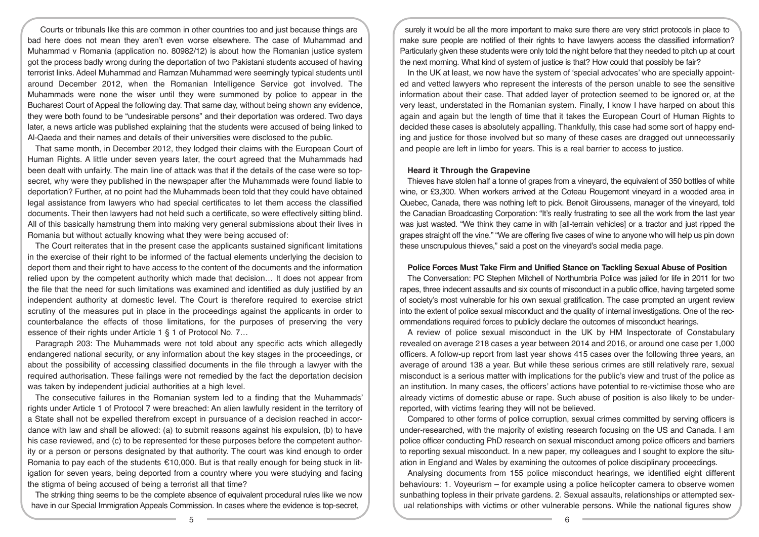Courts or tribunals like this are common in other countries too and just because things are bad here does not mean they aren't even worse elsewhere. The case of Muhammad and Muhammad v Romania (application no. 80982/12) is about how the Romanian justice system got the process badly wrong during the deportation of two Pakistani students accused of having terrorist links. Adeel Muhammad and Ramzan Muhammad were seemingly typical students until around December 2012, when the Romanian Intelligence Service got involved. The Muhammads were none the wiser until they were summoned by police to appear in the Bucharest Court of Appeal the following day. That same day, without being shown any evidence, they were both found to be "undesirable persons" and their deportation was ordered. Two days later, a news article was published explaining that the students were accused of being linked to Al-Qaeda and their names and details of their universities were disclosed to the public.

That same month, in December 2012, they lodged their claims with the European Court of Human Rights. A little under seven years later, the court agreed that the Muhammads had been dealt with unfairly. The main line of attack was that if the details of the case were so top-secret, why were they published in the newspaper after the Muhammads were found liable to deportation? Further, at no point had the Muhammads been told that they could have obtained legal assistance from lawyers who had special certificates to let them access the classified documents. Their then lawyers had not held such a certificate, so were effectively sitting blind. All of this basically hamstrung them into making very general submissions about their lives in Romania but without actually knowing what they were being accused of:

The Court reiterates that in the present case the applicants sustained significant limitations in the exercise of their right to be informed of the factual elements underlying the decision to deport them and their right to have access to the content of the documents and the information relied upon by the competent authority which made that decision… It does not appear from the file that the need for such limitations was examined and identified as duly justified by an independent authority at domestic level. The Court is therefore required to exercise strict scrutiny of the measures put in place in the proceedings against the applicants in order to counterbalance the effects of those limitations, for the purposes of preserving the very essence of their rights under Article 1 § 1 of Protocol No. 7…

Paragraph 203: The Muhammads were not told about any specific acts which allegedly endangered national security, or any information about the key stages in the proceedings, or about the possibility of accessing classified documents in the file through a lawyer with the required authorisation. These failings were not remedied by the fact the deportation decision was taken by independent judicial authorities at a high level.

The consecutive failures in the Romanian system led to a finding that the Muhammads' rights under Article 1 of Protocol 7 were breached: An alien lawfully resident in the territory of a State shall not be expelled therefrom except in pursuance of a decision reached in accordance with law and shall be allowed: (a) to submit reasons against his expulsion, (b) to have his case reviewed, and (c) to be represented for these purposes before the competent authority or a person or persons designated by that authority. The court was kind enough to order Romania to pay each of the students €10,000. But is that really enough for being stuck in litigation for seven years, being deported from a country where you were studying and facing the stigma of being accused of being a terrorist all that time?

The striking thing seems to be the complete absence of equivalent procedural rules like we now have in our Special Immigration Appeals Commission. In cases where the evidence is top-secret, surely it would be all the more important to make sure there are very strict protocols in place to make sure people are notified of their rights to have lawyers access the classified information? Particularly given these students were only told the night before that they needed to pitch up at court the next morning. What kind of system of justice is that? How could that possibly be fair?

In the UK at least, we now have the system of 'special advocates' who are specially appointed and vetted lawyers who represent the interests of the person unable to see the sensitive information about their case. That added layer of protection seemed to be ignored or, at the very least, understated in the Romanian system. Finally, I know I have harped on about this again and again but the length of time that it takes the European Court of Human Rights to decided these cases is absolutely appalling. Thankfully, this case had some sort of happy ending and justice for those involved but so many of these cases are dragged out unnecessarily and people are left in limbo for years. This is a real barrier to access to justice.

### Heard it Through the Grapevine

Thieves have stolen half a tonne of grapes from a vineyard, the equivalent of 350 bottles of white wine, or £3,300. When workers arrived at the Coteau Rougemont vineyard in a wooded area in Quebec, Canada, there was nothing left to pick. Benoit Giroussens, manager of the vineyard, told the Canadian Broadcasting Corporation: "It's really frustrating to see all the work from the last year was just wasted. "We think they came in with [all-terrain vehicles] or a tractor and just ripped the grapes straight off the vine." "We are offering five cases of wine to anyone who will help us pin down these unscrupulous thieves," said a post on the vineyard's social media page.

### Police Forces Must Take Firm and Unified Stance on Tackling Sexual Abuse of Position

The Conversation: PC Stephen Mitchell of Northumbria Police was jailed for life in 2011 for two rapes, three indecent assaults and six counts of misconduct in a public office, having targeted some of society's most vulnerable for his own sexual gratification. The case prompted an urgent review into the extent of police sexual misconduct and the quality of internal investigations. One of the recommendations required forces to publicly declare the outcomes of misconduct hearings.

A review of police sexual misconduct in the UK by HM Inspectorate of Constabulary revealed on average 218 cases a year between 2014 and 2016, or around one case per 1,000 officers. A follow-up report from last year shows 415 cases over the following three years, an average of around 138 a year. But while these serious crimes are still relatively rare, sexual misconduct is a serious matter with implications for the public's view and trust of the police as an institution. In many cases, the officers' actions have potential to re-victimise those who are already victims of domestic abuse or rape. Such abuse of position is also likely to be under-reported, with victims fearing they will not be believed.

Compared to other forms of police corruption, sexual crimes committed by serving officers is under-researched, with the majority of existing research focusing on the US and Canada. I am police officer conducting PhD research on sexual misconduct among police officers and barriers to reporting sexual misconduct. In a new paper, my colleagues and I sought to explore the situation in England and Wales by examining the outcomes of police disciplinary proceedings.

Analysing documents from 155 police misconduct hearings, we identified eight different behaviours: 1. Voyeurism – for example using a police helicopter camera to observe women sunbathing topless in their private gardens. 2. Sexual assaults, relationships or attempted sexual relationships with victims or other vulnerable persons. While the national figures show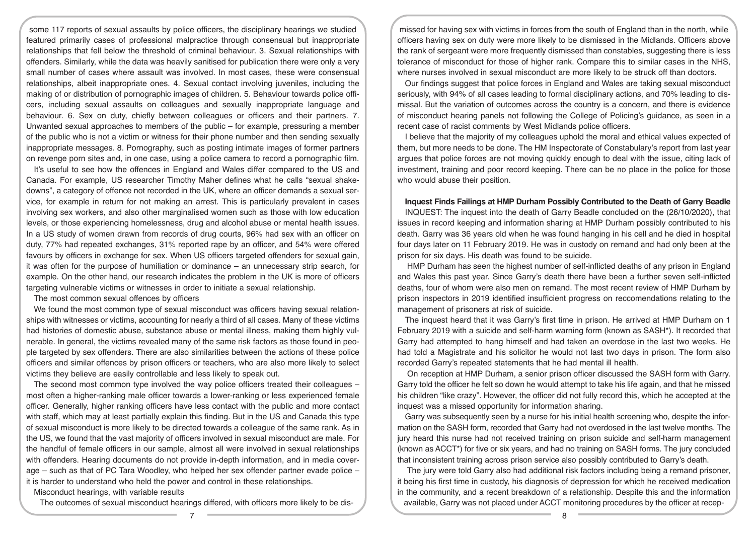some 117 reports of sexual assaults by police officers, the disciplinary hearings we studied featured primarily cases of professional malpractice through consensual but inappropriate relationships that fell below the threshold of criminal behaviour. 3. Sexual relationships with offenders. Similarly, while the data was heavily sanitised for publication there were only a very small number of cases where assault was involved. In most cases, these were consensual relationships, albeit inappropriate ones. 4. Sexual contact involving juveniles, including the making of or distribution of pornographic images of children. 5. Behaviour towards police officers, including sexual assaults on colleagues and sexually inappropriate language and behaviour. 6. Sex on duty, chiefly between colleagues or officers and their partners. 7. Unwanted sexual approaches to members of the public – for example, pressuring a member of the public who is not a victim or witness for their phone number and then sending sexually inappropriate messages. 8. Pornography, such as posting intimate images of former partners on revenge porn sites and, in one case, using a police camera to record a pornographic film.

It's useful to see how the offences in England and Wales differ compared to the US and Canada. For example, US researcher Timothy Maher defines what he calls "sexual shakedowns", a category of offence not recorded in the UK, where an officer demands a sexual service, for example in return for not making an arrest. This is particularly prevalent in cases involving sex workers, and also other marginalised women such as those with low education levels, or those experiencing homelessness, drug and alcohol abuse or mental health issues. In a US study of women drawn from records of drug courts, 96% had sex with an officer on duty, 77% had repeated exchanges, 31% reported rape by an officer, and 54% were offered favours by officers in exchange for sex. When US officers targeted offenders for sexual gain, it was often for the purpose of humiliation or dominance – an unnecessary strip search, for example. On the other hand, our research indicates the problem in the UK is more of officers targeting vulnerable victims or witnesses in order to initiate a sexual relationship.

The most common sexual offences by officers

We found the most common type of sexual misconduct was officers having sexual relationships with witnesses or victims, accounting for nearly a third of all cases. Many of these victims had histories of domestic abuse, substance abuse or mental illness, making them highly vulnerable. In general, the victims revealed many of the same risk factors as those found in people targeted by sex offenders. There are also similarities between the actions of these police officers and similar offences by prison officers or teachers, who are also more likely to select victims they believe are easily controllable and less likely to speak out.

The second most common type involved the way police officers treated their colleagues – most often a higher-ranking male officer towards a lower-ranking or less experienced female officer. Generally, higher ranking officers have less contact with the public and more contact with staff, which may at least partially explain this finding. But in the US and Canada this type of sexual misconduct is more likely to be directed towards a colleague of the same rank. As in the US, we found that the vast majority of officers involved in sexual misconduct are male. For the handful of female officers in our sample, almost all were involved in sexual relationships with offenders. Hearing documents do not provide in-depth information, and in media coverage – such as that of PC Tara Woodley, who helped her sex offender partner evade police – it is harder to understand who held the power and control in these relationships.

Misconduct hearings, with variable results

The outcomes of sexual misconduct hearings differed, with officers more likely to be dismissed for having sex with victims in forces from the south of England than in the north, while officers having sex on duty were more likely to be dismissed in the Midlands. Officers above the rank of sergeant were more frequently dismissed than constables, suggesting there is less tolerance of misconduct for those of higher rank. Compare this to similar cases in the NHS, where nurses involved in sexual misconduct are more likely to be struck off than doctors.

Our findings suggest that police forces in England and Wales are taking sexual misconduct seriously, with 94% of all cases leading to formal disciplinary actions, and 70% leading to dismissal. But the variation of outcomes across the country is a concern, and there is evidence of misconduct hearing panels not following the College of Policing's guidance, as seen in a recent case of racist comments by West Midlands police officers.

I believe that the majority of my colleagues uphold the moral and ethical values expected of them, but more needs to be done. The HM Inspectorate of Constabulary's report from last year argues that police forces are not moving quickly enough to deal with the issue, citing lack of investment, training and poor record keeping. There can be no place in the police for those who would abuse their position.

**Inquest Finds Failings at HMP Durham Possibly Contributed to the Death of Garry Beadle**

INQUEST: The inquest into the death of Garry Beadle concluded on the (26/10/2020), that issues in record keeping and information sharing at HMP Durham possibly contributed to his death. Garry was 36 years old when he was found hanging in his cell and he died in hospital four days later on 11 February 2019. He was in custody on remand and had only been at the prison for six days. His death was found to be suicide.

HMP Durham has seen the highest number of self-inflicted deaths of any prison in England and Wales this past year. Since Garry's death there have been a further seven self-inflicted deaths, four of whom were also men on remand. The most recent review of HMP Durham by prison inspectors in 2019 identified insufficient progress on reccomendations relating to the management of prisoners at risk of suicide.

The inquest heard that it was Garry's first time in prison. He arrived at HMP Durham on 1 February 2019 with a suicide and self-harm warning form (known as SASH*). It recorded that Garry had attempted to hang himself and had taken an overdose in the last two weeks. He had told a Magistrate and his solicitor he would not last two days in prison. The form also recorded Garry's repeated statements that he had mental ill health.

On reception at HMP Durham, a senior prison officer discussed the SASH form with Garry. Garry told the officer he felt so down he would attempt to take his life again, and that he missed his children "like crazy". However, the officer did not fully record this, which he accepted at the inquest was a missed opportunity for information sharing.

Garry was subsequently seen by a nurse for his initial health screening who, despite the information on the SASH form, recorded that Garry had not overdosed in the last twelve months. The jury heard this nurse had not received training on prison suicide and self-harm management (known as ACCT*) for five or six years, and had no training on SASH forms. The jury concluded that inconsistent training across prison service also possibly contributed to Garry's death.

The jury were told Garry also had additional risk factors including being a remand prisoner, it being his first time in custody, his diagnosis of depression for which he received medication in the community, and a recent breakdown of a relationship. Despite this and the information available, Garry was not placed under ACCT monitoring procedures by the officer at recep-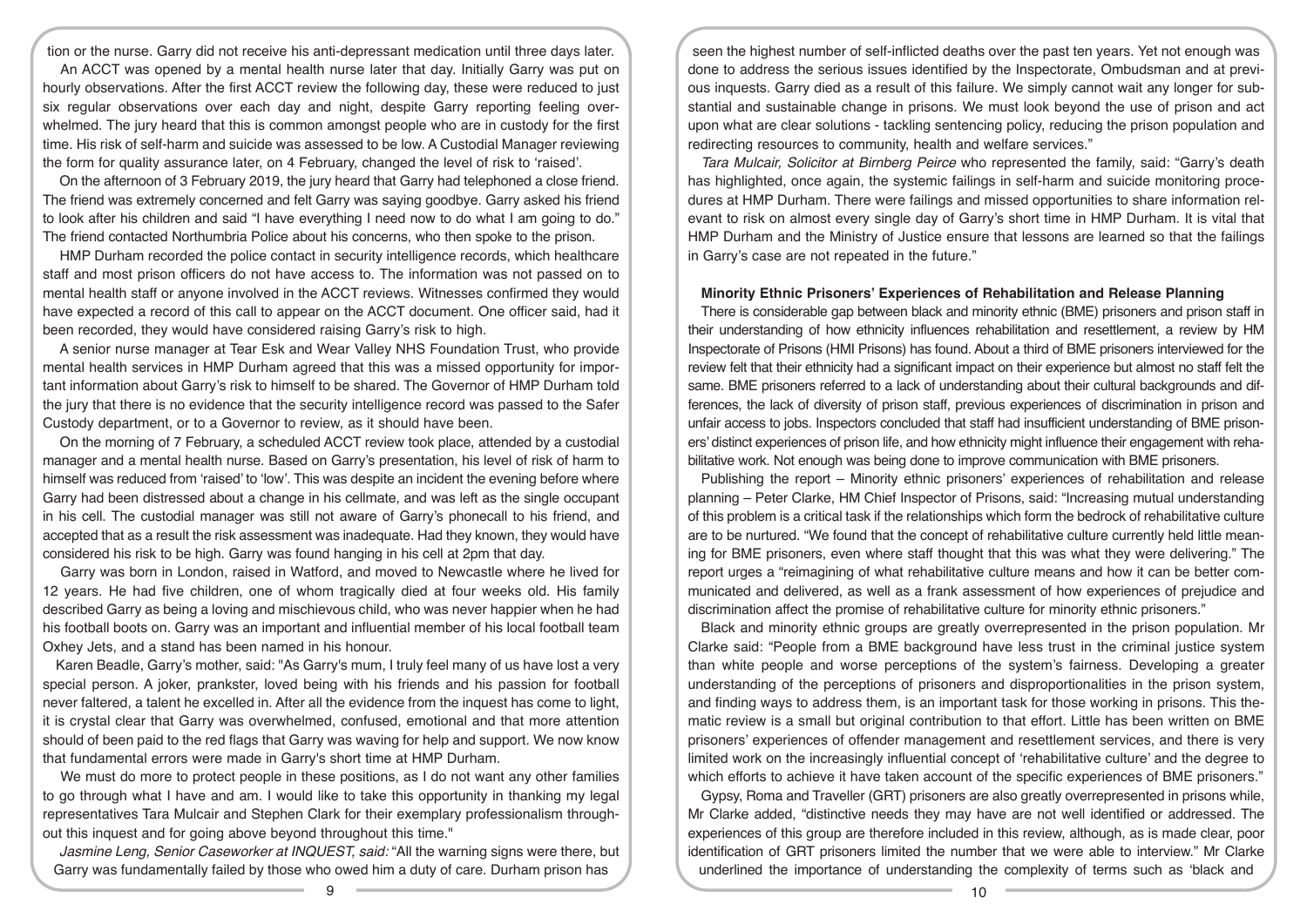tion or the nurse. Garry did not receive his anti-depressant medication until three days later.

An ACCT was opened by a mental health nurse later that day. Initially Garry was put on hourly observations. After the first ACCT review the following day, these were reduced to just six regular observations over each day and night, despite Garry reporting feeling overwhelmed. The jury heard that this is common amongst people who are in custody for the first time. His risk of self-harm and suicide was assessed to be low. A Custodial Manager reviewing the form for quality assurance later, on 4 February, changed the level of risk to 'raised'.

On the afternoon of 3 February 2019, the jury heard that Garry had telephoned a close friend. The friend was extremely concerned and felt Garry was saying goodbye. Garry asked his friend to look after his children and said "I have everything I need now to do what I am going to do." The friend contacted Northumbria Police about his concerns, who then spoke to the prison.

HMP Durham recorded the police contact in security intelligence records, which healthcare staff and most prison officers do not have access to. The information was not passed on to mental health staff or anyone involved in the ACCT reviews. Witnesses confirmed they would have expected a record of this call to appear on the ACCT document. One officer said, had it been recorded, they would have considered raising Garry's risk to high.

A senior nurse manager at Tear Esk and Wear Valley NHS Foundation Trust, who provide mental health services in HMP Durham agreed that this was a missed opportunity for important information about Garry's risk to himself to be shared. The Governor of HMP Durham told the jury that there is no evidence that the security intelligence record was passed to the Safer Custody department, or to a Governor to review, as it should have been.

On the morning of 7 February, a scheduled ACCT review took place, attended by a custodial manager and a mental health nurse. Based on Garry's presentation, his level of risk of harm to himself was reduced from 'raised' to 'low'. This was despite an incident the evening before where Garry had been distressed about a change in his cellmate, and was left as the single occupant in his cell. The custodial manager was still not aware of Garry's phonecall to his friend, and accepted that as a result the risk assessment was inadequate. Had they known, they would have considered his risk to be high. Garry was found hanging in his cell at 2pm that day.

Garry was born in London, raised in Watford, and moved to Newcastle where he lived for 12 years. He had five children, one of whom tragically died at four weeks old. His family described Garry as being a loving and mischievous child, who was never happier when he had his football boots on. Garry was an important and influential member of his local football team Oxhey Jets, and a stand has been named in his honour.

Karen Beadle, Garry's mother, said: "As Garry's mum, I truly feel many of us have lost a very special person. A joker, prankster, loved being with his friends and his passion for football never faltered, a talent he excelled in. After all the evidence from the inquest has come to light, it is crystal clear that Garry was overwhelmed, confused, emotional and that more attention should of been paid to the red flags that Garry was waving for help and support. We now know that fundamental errors were made in Garry's short time at HMP Durham.

We must do more to protect people in these positions, as I do not want any other families to go through what I have and am. I would like to take this opportunity in thanking my legal representatives Tara Mulcair and Stephen Clark for their exemplary professionalism throughout this inquest and for going above beyond throughout this time."

*Jasmine Leng, Senior Caseworker at INQUEST, said:* "All the warning signs were there, but Garry was fundamentally failed by those who owed him a duty of care. Durham prison has seen the highest number of self-inflicted deaths over the past ten years. Yet not enough was done to address the serious issues identified by the Inspectorate, Ombudsman and at previous inquests. Garry died as a result of this failure. We simply cannot wait any longer for substantial and sustainable change in prisons. We must look beyond the use of prison and act upon what are clear solutions - tackling sentencing policy, reducing the prison population and redirecting resources to community, health and welfare services."

*Tara Mulcair, Solicitor at Birnberg Peirce* who represented the family, said: "Garry's death has highlighted, once again, the systemic failings in self-harm and suicide monitoring procedures at HMP Durham. There were failings and missed opportunities to share information relevant to risk on almost every single day of Garry's short time in HMP Durham. It is vital that HMP Durham and the Ministry of Justice ensure that lessons are learned so that the failings in Garry's case are not repeated in the future."

### Minority Ethnic Prisoners' Experiences of Rehabilitation and Release Planning

There is considerable gap between black and minority ethnic (BME) prisoners and prison staff in their understanding of how ethnicity influences rehabilitation and resettlement, a review by HM Inspectorate of Prisons (HMI Prisons) has found. About a third of BME prisoners interviewed for the review felt that their ethnicity had a significant impact on their experience but almost no staff felt the same. BME prisoners referred to a lack of understanding about their cultural backgrounds and differences, the lack of diversity of prison staff, previous experiences of discrimination in prison and unfair access to jobs. Inspectors concluded that staff had insufficient understanding of BME prisoners' distinct experiences of prison life, and how ethnicity might influence their engagement with rehabilitative work. Not enough was being done to improve communication with BME prisoners.

Publishing the report – Minority ethnic prisoners' experiences of rehabilitation and release planning – Peter Clarke, HM Chief Inspector of Prisons, said: "Increasing mutual understanding of this problem is a critical task if the relationships which form the bedrock of rehabilitative culture are to be nurtured. "We found that the concept of rehabilitative culture currently held little meaning for BME prisoners, even where staff thought that this was what they were delivering." The report urges a "reimagining of what rehabilitative culture means and how it can be better communicated and delivered, as well as a frank assessment of how experiences of prejudice and discrimination affect the promise of rehabilitative culture for minority ethnic prisoners."

Black and minority ethnic groups are greatly overrepresented in the prison population. Mr Clarke said: "People from a BME background have less trust in the criminal justice system than white people and worse perceptions of the system's fairness. Developing a greater understanding of the perceptions of prisoners and disproportionalities in the prison system, and finding ways to address them, is an important task for those working in prisons. This thematic review is a small but original contribution to that effort. Little has been written on BME prisoners' experiences of offender management and resettlement services, and there is very limited work on the increasingly influential concept of 'rehabilitative culture' and the degree to which efforts to achieve it have taken account of the specific experiences of BME prisoners."

Gypsy, Roma and Traveller (GRT) prisoners are also greatly overrepresented in prisons while, Mr Clarke added, "distinctive needs they may have are not well identified or addressed. The experiences of this group are therefore included in this review, although, as is made clear, poor identification of GRT prisoners limited the number that we were able to interview." Mr Clarke underlined the importance of understanding the complexity of terms such as 'black and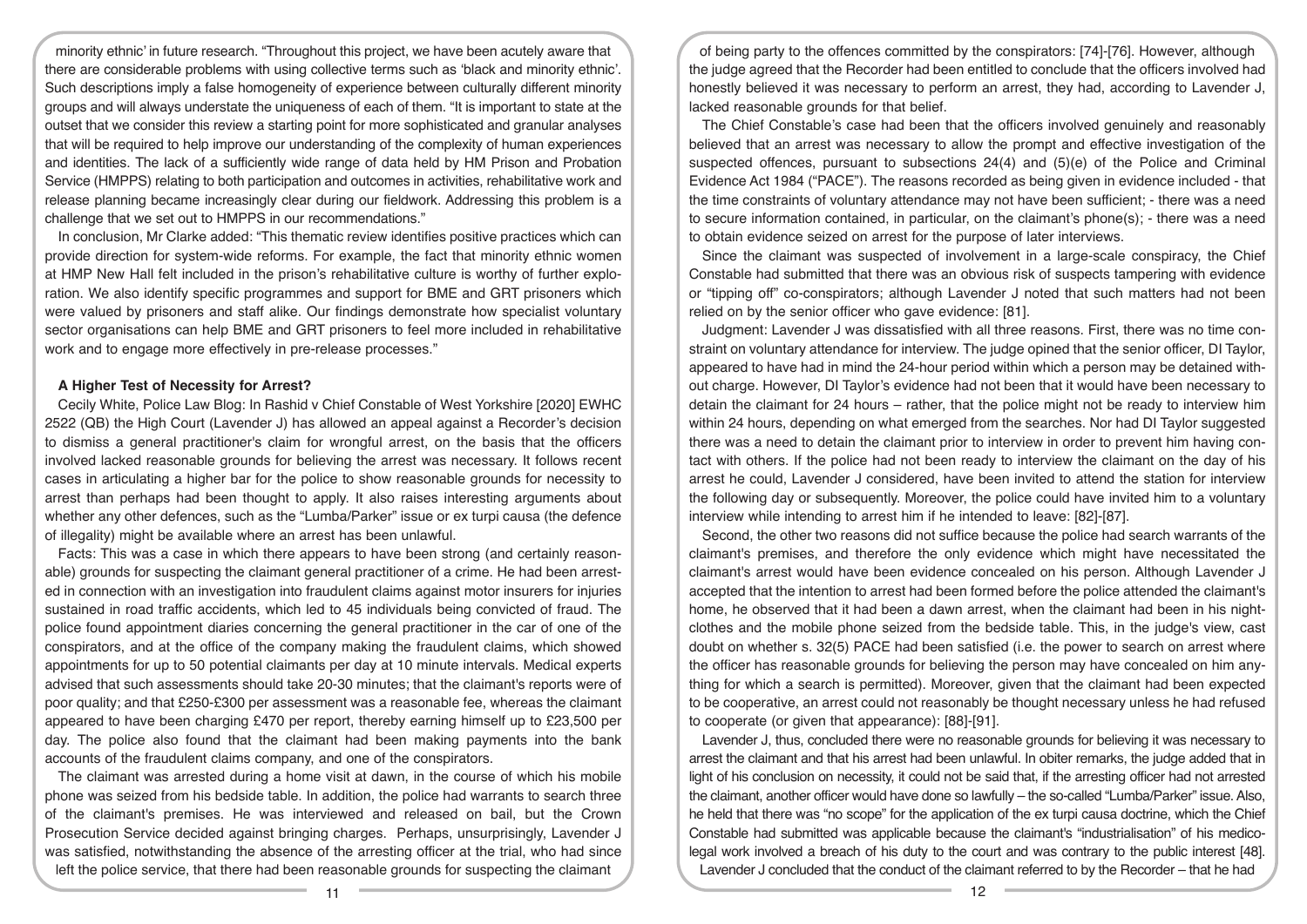minority ethnic' in future research. "Throughout this project, we have been acutely aware that there are considerable problems with using collective terms such as 'black and minority ethnic'. Such descriptions imply a false homogeneity of experience between culturally different minority groups and will always understate the uniqueness of each of them. "It is important to state at the outset that we consider this review a starting point for more sophisticated and granular analyses that will be required to help improve our understanding of the complexity of human experiences and identities. The lack of a sufficiently wide range of data held by HM Prison and Probation Service (HMPPS) relating to both participation and outcomes in activities, rehabilitative work and release planning became increasingly clear during our fieldwork. Addressing this problem is a challenge that we set out to HMPPS in our recommendations."

In conclusion, Mr Clarke added: "This thematic review identifies positive practices which can provide direction for system-wide reforms. For example, the fact that minority ethnic women at HMP New Hall felt included in the prison's rehabilitative culture is worthy of further exploration. We also identify specific programmes and support for BME and GRT prisoners which were valued by prisoners and staff alike. Our findings demonstrate how specialist voluntary sector organisations can help BME and GRT prisoners to feel more included in rehabilitative work and to engage more effectively in pre-release processes."

### A Higher Test of Necessity for Arrest?

Cecily White, Police Law Blog: In Rashid v Chief Constable of West Yorkshire [2020] EWHC 2522 (QB) the High Court (Lavender J) has allowed an appeal against a Recorder's decision to dismiss a general practitioner's claim for wrongful arrest, on the basis that the officers involved lacked reasonable grounds for believing the arrest was necessary. It follows recent cases in articulating a higher bar for the police to show reasonable grounds for necessity to arrest than perhaps had been thought to apply. It also raises interesting arguments about whether any other defences, such as the "Lumba/Parker" issue or ex turpi causa (the defence of illegality) might be available where an arrest has been unlawful.

Facts: This was a case in which there appears to have been strong (and certainly reasonable) grounds for suspecting the claimant general practitioner of a crime. He had been arrested in connection with an investigation into fraudulent claims against motor insurers for injuries sustained in road traffic accidents, which led to 45 individuals being convicted of fraud. The police found appointment diaries concerning the general practitioner in the car of one of the conspirators, and at the office of the company making the fraudulent claims, which showed appointments for up to 50 potential claimants per day at 10 minute intervals. Medical experts advised that such assessments should take 20-30 minutes; that the claimant's reports were of poor quality; and that £250-£300 per assessment was a reasonable fee, whereas the claimant appeared to have been charging £470 per report, thereby earning himself up to £23,500 per day. The police also found that the claimant had been making payments into the bank accounts of the fraudulent claims company, and one of the conspirators.

The claimant was arrested during a home visit at dawn, in the course of which his mobile phone was seized from his bedside table. In addition, the police had warrants to search three of the claimant's premises. He was interviewed and released on bail, but the Crown Prosecution Service decided against bringing charges. Perhaps, unsurprisingly, Lavender J was satisfied, notwithstanding the absence of the arresting officer at the trial, who had since left the police service, that there had been reasonable grounds for suspecting the claimant of being party to the offences committed by the conspirators: [74]-[76]. However, although the judge agreed that the Recorder had been entitled to conclude that the officers involved had honestly believed it was necessary to perform an arrest, they had, according to Lavender J, lacked reasonable grounds for that belief.

The Chief Constable's case had been that the officers involved genuinely and reasonably believed that an arrest was necessary to allow the prompt and effective investigation of the suspected offences, pursuant to subsections 24(4) and (5)(e) of the Police and Criminal Evidence Act 1984 ("PACE"). The reasons recorded as being given in evidence included - that the time constraints of voluntary attendance may not have been sufficient; - there was a need to secure information contained, in particular, on the claimant's phone(s); - there was a need to obtain evidence seized on arrest for the purpose of later interviews.

Since the claimant was suspected of involvement in a large-scale conspiracy, the Chief Constable had submitted that there was an obvious risk of suspects tampering with evidence or "tipping off" co-conspirators; although Lavender J noted that such matters had not been relied on by the senior officer who gave evidence: [81].

Judgment: Lavender J was dissatisfied with all three reasons. First, there was no time constraint on voluntary attendance for interview. The judge opined that the senior officer, DI Taylor, appeared to have had in mind the 24-hour period within which a person may be detained without charge. However, DI Taylor's evidence had not been that it would have been necessary to detain the claimant for 24 hours – rather, that the police might not be ready to interview him within 24 hours, depending on what emerged from the searches. Nor had DI Taylor suggested there was a need to detain the claimant prior to interview in order to prevent him having contact with others. If the police had not been ready to interview the claimant on the day of his arrest he could, Lavender J considered, have been invited to attend the station for interview the following day or subsequently. Moreover, the police could have invited him to a voluntary interview while intending to arrest him if he intended to leave: [82]-[87].

Second, the other two reasons did not suffice because the police had search warrants of the claimant's premises, and therefore the only evidence which might have necessitated the claimant's arrest would have been evidence concealed on his person. Although Lavender J accepted that the intention to arrest had been formed before the police attended the claimant's home, he observed that it had been a dawn arrest, when the claimant had been in his nightclothes and the mobile phone seized from the bedside table. This, in the judge's view, cast doubt on whether s. 32(5) PACE had been satisfied (i.e. the power to search on arrest where the officer has reasonable grounds for believing the person may have concealed on him anything for which a search is permitted). Moreover, given that the claimant had been expected to be cooperative, an arrest could not reasonably be thought necessary unless he had refused to cooperate (or given that appearance): [88]-[91].

Lavender J, thus, concluded there were no reasonable grounds for believing it was necessary to arrest the claimant and that his arrest had been unlawful. In obiter remarks, the judge added that in light of his conclusion on necessity, it could not be said that, if the arresting officer had not arrested the claimant, another officer would have done so lawfully – the so-called "Lumba/Parker" issue. Also, he held that there was "no scope" for the application of the ex turpi causa doctrine, which the Chief Constable had submitted was applicable because the claimant's "industrialisation" of his medico-legal work involved a breach of his duty to the court and was contrary to the public interest [48].

Lavender J concluded that the conduct of the claimant referred to by the Recorder – that he had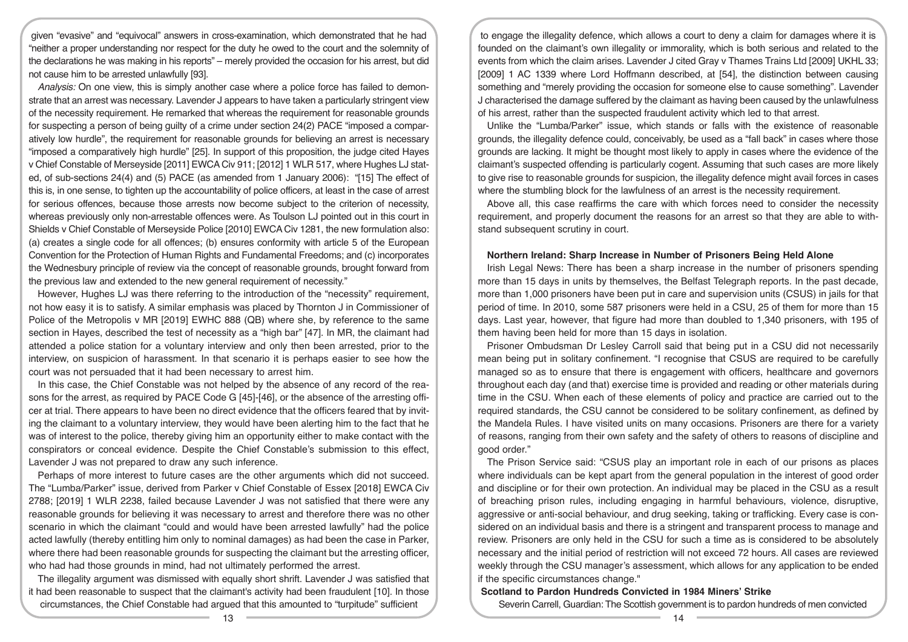given "evasive" and "equivocal" answers in cross-examination, which demonstrated that he had "neither a proper understanding nor respect for the duty he owed to the court and the solemnity of the declarations he was making in his reports" – merely provided the occasion for his arrest, but did not cause him to be arrested unlawfully [93].

*Analysis:* On one view, this is simply another case where a police force has failed to demonstrate that an arrest was necessary. Lavender J appears to have taken a particularly stringent view of the necessity requirement. He remarked that whereas the requirement for reasonable grounds for suspecting a person of being guilty of a crime under section 24(2) PACE "imposed a comparatively low hurdle", the requirement for reasonable grounds for believing an arrest is necessary "imposed a comparatively high hurdle" [25]. In support of this proposition, the judge cited Hayes v Chief Constable of Merseyside [2011] EWCA Civ 911; [2012] 1 WLR 517, where Hughes LJ stated, of sub-sections 24(4) and (5) PACE (as amended from 1 January 2006): "[15] The effect of this is, in one sense, to tighten up the accountability of police officers, at least in the case of arrest for serious offences, because those arrests now become subject to the criterion of necessity, whereas previously only non-arrestable offences were. As Toulson LJ pointed out in this court in Shields v Chief Constable of Merseyside Police [2010] EWCA Civ 1281, the new formulation also: (a) creates a single code for all offences; (b) ensures conformity with article 5 of the European Convention for the Protection of Human Rights and Fundamental Freedoms; and (c) incorporates the Wednesbury principle of review via the concept of reasonable grounds, brought forward from the previous law and extended to the new general requirement of necessity."

However, Hughes LJ was there referring to the introduction of the "necessity" requirement, not how easy it is to satisfy. A similar emphasis was placed by Thornton J in Commissioner of Police of the Metropolis v MR [2019] EWHC 888 (QB) where she, by reference to the same section in Hayes, described the test of necessity as a "high bar" [47]. In MR, the claimant had attended a police station for a voluntary interview and only then been arrested, prior to the interview, on suspicion of harassment. In that scenario it is perhaps easier to see how the court was not persuaded that it had been necessary to arrest him.

In this case, the Chief Constable was not helped by the absence of any record of the reasons for the arrest, as required by PACE Code G [45]-[46], or the absence of the arresting officer at trial. There appears to have been no direct evidence that the officers feared that by inviting the claimant to a voluntary interview, they would have been alerting him to the fact that he was of interest to the police, thereby giving him an opportunity either to make contact with the conspirators or conceal evidence. Despite the Chief Constable's submission to this effect, Lavender J was not prepared to draw any such inference.

Perhaps of more interest to future cases are the other arguments which did not succeed. The "Lumba/Parker" issue, derived from Parker v Chief Constable of Essex [2018] EWCA Civ 2788; [2019] 1 WLR 2238, failed because Lavender J was not satisfied that there were any reasonable grounds for believing it was necessary to arrest and therefore there was no other scenario in which the claimant "could and would have been arrested lawfully" had the police acted lawfully (thereby entitling him only to nominal damages) as had been the case in Parker, where there had been reasonable grounds for suspecting the claimant but the arresting officer, who had had those grounds in mind, had not ultimately performed the arrest.

The illegality argument was dismissed with equally short shrift. Lavender J was satisfied that it had been reasonable to suspect that the claimant's activity had been fraudulent [10]. In those circumstances, the Chief Constable had argued that this amounted to "turpitude" sufficient to engage the illegality defence, which allows a court to deny a claim for damages where it is founded on the claimant's own illegality or immorality, which is both serious and related to the events from which the claim arises. Lavender J cited Gray v Thames Trains Ltd [2009] UKHL 33; [2009] 1 AC 1339 where Lord Hoffmann described, at [54], the distinction between causing something and "merely providing the occasion for someone else to cause something". Lavender J characterised the damage suffered by the claimant as having been caused by the unlawfulness of his arrest, rather than the suspected fraudulent activity which led to that arrest.

Unlike the "Lumba/Parker" issue, which stands or falls with the existence of reasonable grounds, the illegality defence could, conceivably, be used as a "fall back" in cases where those grounds are lacking. It might be thought most likely to apply in cases where the evidence of the claimant's suspected offending is particularly cogent. Assuming that such cases are more likely to give rise to reasonable grounds for suspicion, the illegality defence might avail forces in cases where the stumbling block for the lawfulness of an arrest is the necessity requirement.

Above all, this case reaffirms the care with which forces need to consider the necessity requirement, and properly document the reasons for an arrest so that they are able to withstand subsequent scrutiny in court.

**Northern Ireland: Sharp Increase in Number of Prisoners Being Held Alone**

Irish Legal News: There has been a sharp increase in the number of prisoners spending more than 15 days in units by themselves, the Belfast Telegraph reports. In the past decade, more than 1,000 prisoners have been put in care and supervision units (CSUS) in jails for that period of time. In 2010, some 587 prisoners were held in a CSU, 25 of them for more than 15 days. Last year, however, that figure had more than doubled to 1,340 prisoners, with 195 of them having been held for more than 15 days in isolation.

Prisoner Ombudsman Dr Lesley Carroll said that being put in a CSU did not necessarily mean being put in solitary confinement. "I recognise that CSUS are required to be carefully managed so as to ensure that there is engagement with officers, healthcare and governors throughout each day (and that) exercise time is provided and reading or other materials during time in the CSU. When each of these elements of policy and practice are carried out to the required standards, the CSU cannot be considered to be solitary confinement, as defined by the Mandela Rules. I have visited units on many occasions. Prisoners are there for a variety of reasons, ranging from their own safety and the safety of others to reasons of discipline and good order."

The Prison Service said: "CSUS play an important role in each of our prisons as places where individuals can be kept apart from the general population in the interest of good order and discipline or for their own protection. An individual may be placed in the CSU as a result of breaching prison rules, including engaging in harmful behaviours, violence, disruptive, aggressive or anti-social behaviour, and drug seeking, taking or trafficking. Every case is considered on an individual basis and there is a stringent and transparent process to manage and review. Prisoners are only held in the CSU for such a time as is considered to be absolutely necessary and the initial period of restriction will not exceed 72 hours. All cases are reviewed weekly through the CSU manager's assessment, which allows for any application to be ended if the specific circumstances change."

**Scotland to Pardon Hundreds Convicted in 1984 Miners' Strike**

Severin Carrell, Guardian: The Scottish government is to pardon hundreds of men convicted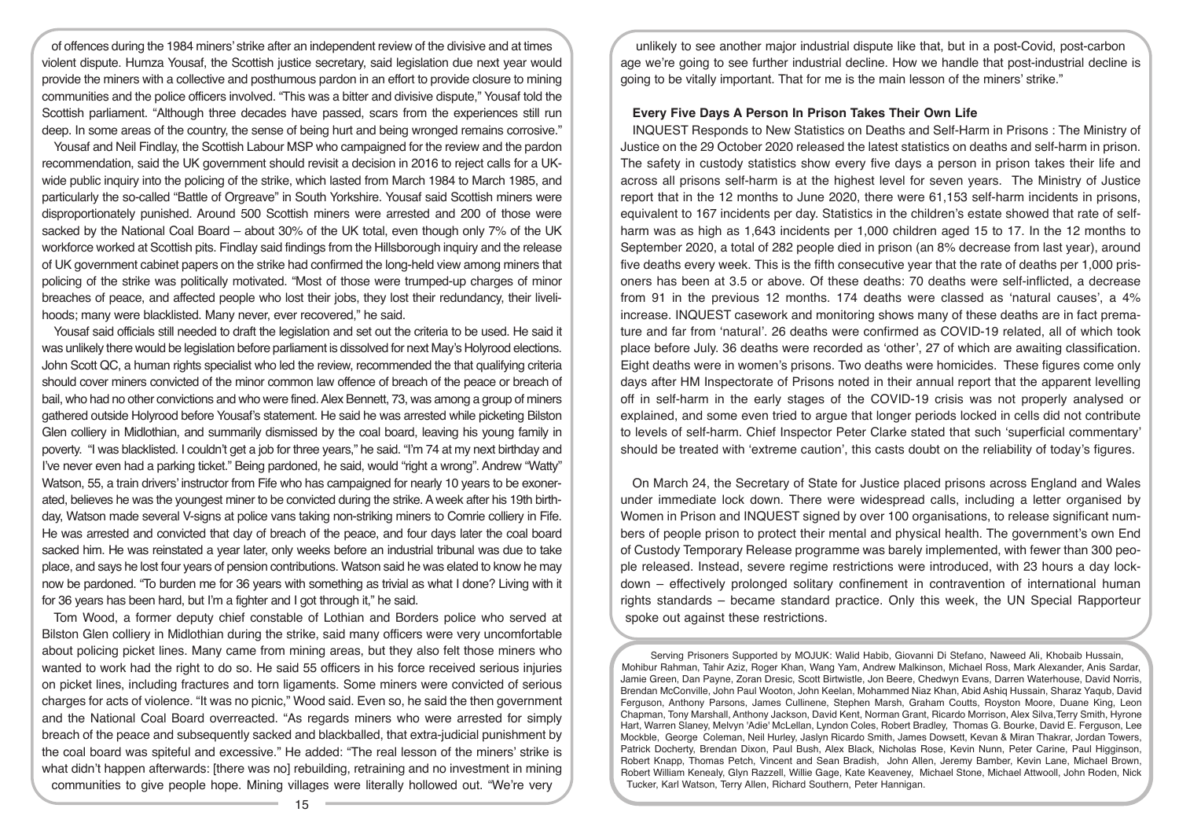of offences during the 1984 miners' strike after an independent review of the divisive and at times violent dispute. Humza Yousaf, the Scottish justice secretary, said legislation due next year would provide the miners with a collective and posthumous pardon in an effort to provide closure to mining communities and the police officers involved. "This was a bitter and divisive dispute," Yousaf told the Scottish parliament. "Although three decades have passed, scars from the experiences still run deep. In some areas of the country, the sense of being hurt and being wronged remains corrosive."

Yousaf and Neil Findlay, the Scottish Labour MSP who campaigned for the review and the pardon recommendation, said the UK government should revisit a decision in 2016 to reject calls for a UK-wide public inquiry into the policing of the strike, which lasted from March 1984 to March 1985, and particularly the so-called "Battle of Orgreave" in South Yorkshire. Yousaf said Scottish miners were disproportionately punished. Around 500 Scottish miners were arrested and 200 of those were sacked by the National Coal Board – about 30% of the UK total, even though only 7% of the UK workforce worked at Scottish pits. Findlay said findings from the Hillsborough inquiry and the release of UK government cabinet papers on the strike had confirmed the long-held view among miners that policing of the strike was politically motivated. "Most of those were trumped-up charges of minor breaches of peace, and affected people who lost their jobs, they lost their redundancy, their livelihoods; many were blacklisted. Many never, ever recovered," he said.

Yousaf said officials still needed to draft the legislation and set out the criteria to be used. He said it was unlikely there would be legislation before parliament is dissolved for next May's Holyrood elections. John Scott QC, a human rights specialist who led the review, recommended the that qualifying criteria should cover miners convicted of the minor common law offence of breach of the peace or breach of bail, who had no other convictions and who were fined. Alex Bennett, 73, was among a group of miners gathered outside Holyrood before Yousaf's statement. He said he was arrested while picketing Bilston Glen colliery in Midlothian, and summarily dismissed by the coal board, leaving his young family in poverty. "I was blacklisted. I couldn't get a job for three years," he said. "I'm 74 at my next birthday and I've never even had a parking ticket." Being pardoned, he said, would "right a wrong". Andrew "Watty" Watson, 55, a train drivers' instructor from Fife who has campaigned for nearly 10 years to be exonerated, believes he was the youngest miner to be convicted during the strike. A week after his 19th birthday, Watson made several V-signs at police vans taking non-striking miners to Comrie colliery in Fife. He was arrested and convicted that day of breach of the peace, and four days later the coal board sacked him. He was reinstated a year later, only weeks before an industrial tribunal was due to take place, and says he lost four years of pension contributions. Watson said he was elated to know he may now be pardoned. "To burden me for 36 years with something as trivial as what I done? Living with it for 36 years has been hard, but I'm a fighter and I got through it," he said.

Tom Wood, a former deputy chief constable of Lothian and Borders police who served at Bilston Glen colliery in Midlothian during the strike, said many officers were very uncomfortable about policing picket lines. Many came from mining areas, but they also felt those miners who wanted to work had the right to do so. He said 55 officers in his force received serious injuries on picket lines, including fractures and torn ligaments. Some miners were convicted of serious charges for acts of violence. "It was no picnic," Wood said. Even so, he said the then government and the National Coal Board overreacted. "As regards miners who were arrested for simply breach of the peace and subsequently sacked and blackballed, that extra-judicial punishment by the coal board was spiteful and excessive." He added: "The real lesson of the miners' strike is what didn't happen afterwards: [there was no] rebuilding, retraining and no investment in mining communities to give people hope. Mining villages were literally hollowed out. "We're very unlikely to see another major industrial dispute like that, but in a post-Covid, post-carbon age we're going to see further industrial decline. How we handle that post-industrial decline is going to be vitally important. That for me is the main lesson of the miners' strike."

## Every Five Days A Person In Prison Takes Their Own Life

INQUEST Responds to New Statistics on Deaths and Self-Harm in Prisons : The Ministry of Justice on the 29 October 2020 released the latest statistics on deaths and self-harm in prison. The safety in custody statistics show every five days a person in prison takes their life and across all prisons self-harm is at the highest level for seven years. The Ministry of Justice report that in the 12 months to June 2020, there were 61,153 self-harm incidents in prisons, equivalent to 167 incidents per day. Statistics in the children's estate showed that rate of self-harm was as high as 1,643 incidents per 1,000 children aged 15 to 17. In the 12 months to September 2020, a total of 282 people died in prison (an 8% decrease from last year), around five deaths every week. This is the fifth consecutive year that the rate of deaths per 1,000 prisoners has been at 3.5 or above. Of these deaths: 70 deaths were self-inflicted, a decrease from 91 in the previous 12 months. 174 deaths were classed as 'natural causes', a 4% increase. INQUEST casework and monitoring shows many of these deaths are in fact premature and far from 'natural'. 26 deaths were confirmed as COVID-19 related, all of which took place before July. 36 deaths were recorded as 'other', 27 of which are awaiting classification. Eight deaths were in women's prisons. Two deaths were homicides. These figures come only days after HM Inspectorate of Prisons noted in their annual report that the apparent levelling off in self-harm in the early stages of the COVID-19 crisis was not properly analysed or explained, and some even tried to argue that longer periods locked in cells did not contribute to levels of self-harm. Chief Inspector Peter Clarke stated that such 'superficial commentary' should be treated with 'extreme caution', this casts doubt on the reliability of today's figures.

On March 24, the Secretary of State for Justice placed prisons across England and Wales under immediate lock down. There were widespread calls, including a letter organised by Women in Prison and INQUEST signed by over 100 organisations, to release significant numbers of people prison to protect their mental and physical health. The government's own End of Custody Temporary Release programme was barely implemented, with fewer than 300 people released. Instead, severe regime restrictions were introduced, with 23 hours a day lockdown – effectively prolonged solitary confinement in contravention of international human rights standards – became standard practice. Only this week, the UN Special Rapporteur spoke out against these restrictions.

Serving Prisoners Supported by MOJUK: Walid Habib, Giovanni Di Stefano, Naweed Ali, Khobaib Hussain, Mohibur Rahman, Tahir Aziz, Roger Khan, Wang Yam, Andrew Malkinson, Michael Ross, Mark Alexander, Anis Sardar, Jamie Green, Dan Payne, Zoran Dresic, Scott Birtwistle, Jon Beere, Chedwyn Evans, Darren Waterhouse, David Norris, Brendan McConville, John Paul Wooton, John Keelan, Mohammed Niaz Khan, Abid Ashiq Hussain, Sharaz Yaqub, David Ferguson, Anthony Parsons, James Cullinene, Stephen Marsh, Graham Coutts, Royston Moore, Duane King, Leon Chapman, Tony Marshall, Anthony Jackson, David Kent, Norman Grant, Ricardo Morrison, Alex Silva,Terry Smith, Hyrone Hart, Warren Slaney, Melvyn 'Adie' McLellan, Lyndon Coles, Robert Bradley, Thomas G. Bourke, David E. Ferguson, Lee Mockble, George Coleman, Neil Hurley, Jaslyn Ricardo Smith, James Dowsett, Kevan & Miran Thakrar, Jordan Towers, Patrick Docherty, Brendan Dixon, Paul Bush, Alex Black, Nicholas Rose, Kevin Nunn, Peter Carine, Paul Higginson, Robert Knapp, Thomas Petch, Vincent and Sean Bradish, John Allen, Jeremy Bamber, Kevin Lane, Michael Brown, Robert William Kenealy, Glyn Razzell, Willie Gage, Kate Keaveney, Michael Stone, Michael Attwooll, John Roden, Nick Tucker, Karl Watson, Terry Allen, Richard Southern, Peter Hannigan.